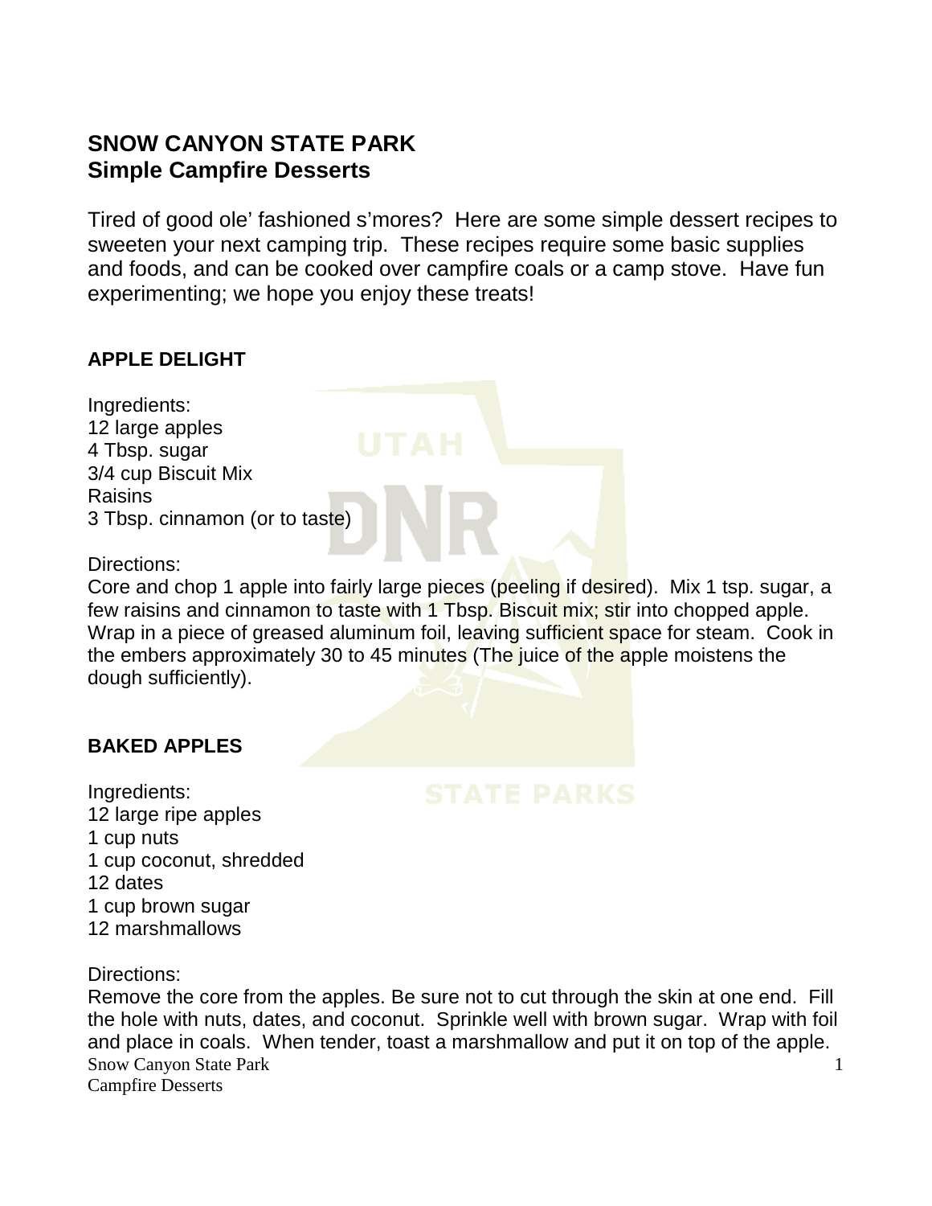# SNOW CANYON STATE PARK
## Simple Campfire Desserts

Tired of good ole' fashioned s'mores? Here are some simple dessert recipes to sweeten your next camping trip. These recipes require some basic supplies and foods, and can be cooked over campfire coals or a camp stove. Have fun experimenting; we hope you enjoy these treats!

### APPLE DELIGHT

Ingredients:
12 large apples
4 Tbsp. sugar
3/4 cup Biscuit Mix
Raisins
3 Tbsp. cinnamon (or to taste)

Directions:
Core and chop 1 apple into fairly large pieces (peeling if desired). Mix 1 tsp. sugar, a few raisins and cinnamon to taste with 1 Tbsp. Biscuit mix; stir into chopped apple. Wrap in a piece of greased aluminum foil, leaving sufficient space for steam. Cook in the embers approximately 30 to 45 minutes (The juice of the apple moistens the dough sufficiently).

### BAKED APPLES

Ingredients:
12 large ripe apples
1 cup nuts
1 cup coconut, shredded
12 dates
1 cup brown sugar
12 marshmallows

Directions:
Remove the core from the apples. Be sure not to cut through the skin at one end. Fill the hole with nuts, dates, and coconut. Sprinkle well with brown sugar. Wrap with foil and place in coals. When tender, toast a marshmallow and put it on top of the apple.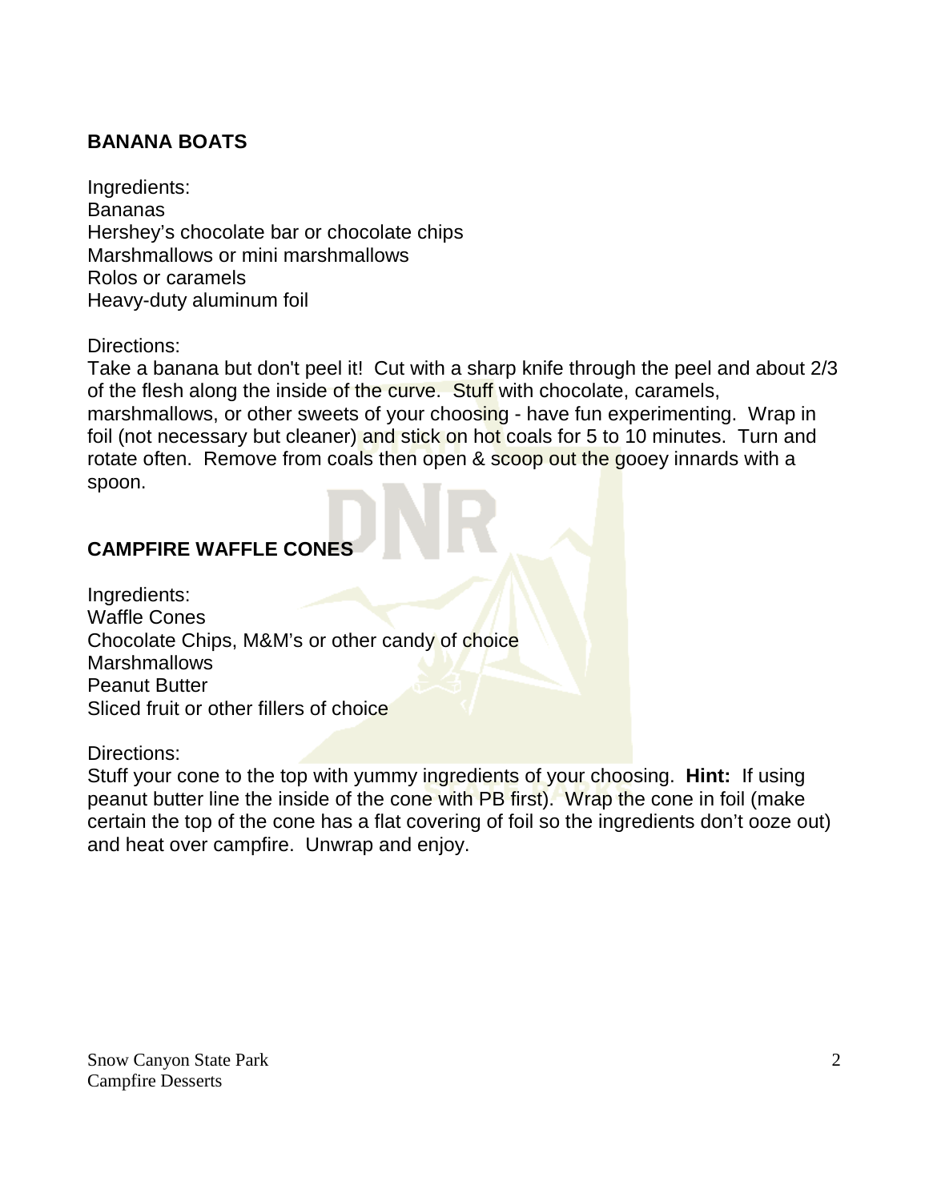## BANANA BOATS

Ingredients:
Bananas
Hershey's chocolate bar or chocolate chips
Marshmallows or mini marshmallows
Rolos or caramels
Heavy-duty aluminum foil

Directions:
Take a banana but don't peel it! Cut with a sharp knife through the peel and about 2/3 of the flesh along the inside of the curve. Stuff with chocolate, caramels, marshmallows, or other sweets of your choosing - have fun experimenting. Wrap in foil (not necessary but cleaner) and stick on hot coals for 5 to 10 minutes. Turn and rotate often. Remove from coals then open & scoop out the gooey innards with a spoon.

## CAMPFIRE WAFFLE CONES

Ingredients:
Waffle Cones
Chocolate Chips, M&M's or other candy of choice
Marshmallows
Peanut Butter
Sliced fruit or other fillers of choice

Directions:
Stuff your cone to the top with yummy ingredients of your choosing. **Hint:** If using peanut butter line the inside of the cone with PB first). Wrap the cone in foil (make certain the top of the cone has a flat covering of foil so the ingredients don't ooze out) and heat over campfire. Unwrap and enjoy.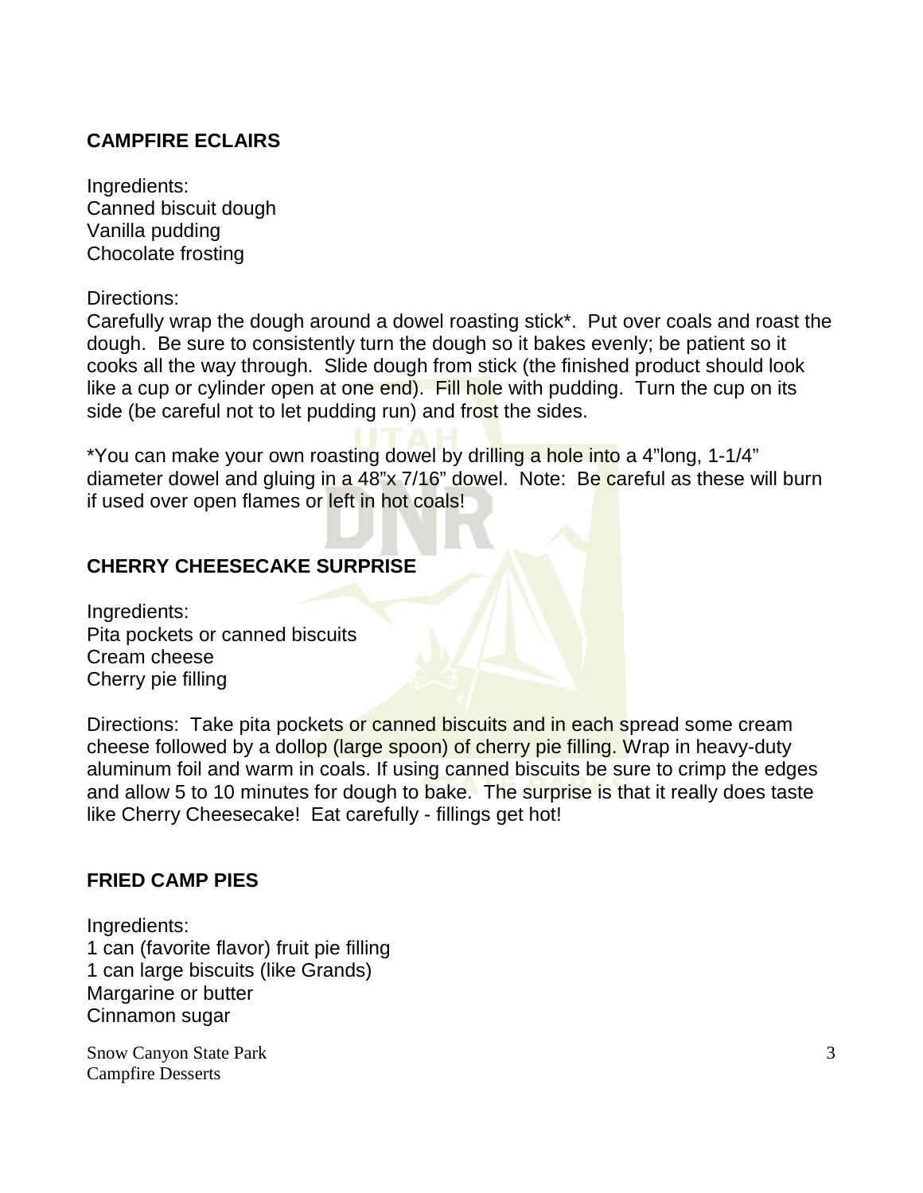## CAMPFIRE ECLAIRS

Ingredients:
Canned biscuit dough
Vanilla pudding
Chocolate frosting

Directions:
Carefully wrap the dough around a dowel roasting stick*. Put over coals and roast the dough. Be sure to consistently turn the dough so it bakes evenly; be patient so it cooks all the way through. Slide dough from stick (the finished product should look like a cup or cylinder open at one end). Fill hole with pudding. Turn the cup on its side (be careful not to let pudding run) and frost the sides.

*You can make your own roasting dowel by drilling a hole into a 4"long, 1-1/4" diameter dowel and gluing in a 48"x 7/16" dowel. Note: Be careful as these will burn if used over open flames or left in hot coals!

## CHERRY CHEESECAKE SURPRISE

Ingredients:
Pita pockets or canned biscuits
Cream cheese
Cherry pie filling

Directions: Take pita pockets or canned biscuits and in each spread some cream cheese followed by a dollop (large spoon) of cherry pie filling. Wrap in heavy-duty aluminum foil and warm in coals. If using canned biscuits be sure to crimp the edges and allow 5 to 10 minutes for dough to bake. The surprise is that it really does taste like Cherry Cheesecake! Eat carefully - fillings get hot!

## FRIED CAMP PIES

Ingredients:
1 can (favorite flavor) fruit pie filling
1 can large biscuits (like Grands)
Margarine or butter
Cinnamon sugar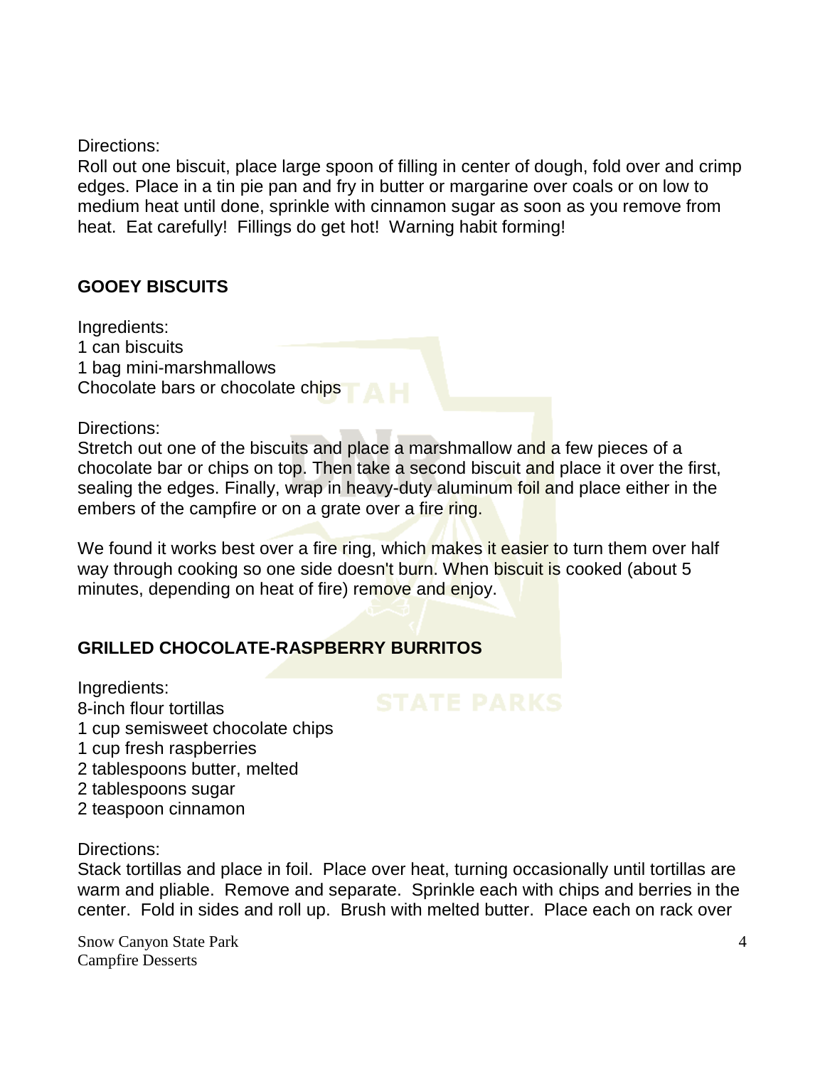Directions:
Roll out one biscuit, place large spoon of filling in center of dough, fold over and crimp edges. Place in a tin pie pan and fry in butter or margarine over coals or on low to medium heat until done, sprinkle with cinnamon sugar as soon as you remove from heat. Eat carefully! Fillings do get hot! Warning habit forming!

## GOOEY BISCUITS

Ingredients:
1 can biscuits
1 bag mini-marshmallows
Chocolate bars or chocolate chips

Directions:
Stretch out one of the biscuits and place a marshmallow and a few pieces of a chocolate bar or chips on top. Then take a second biscuit and place it over the first, sealing the edges. Finally, wrap in heavy-duty aluminum foil and place either in the embers of the campfire or on a grate over a fire ring.

We found it works best over a fire ring, which makes it easier to turn them over half way through cooking so one side doesn't burn. When biscuit is cooked (about 5 minutes, depending on heat of fire) remove and enjoy.

## GRILLED CHOCOLATE-RASPBERRY BURRITOS

Ingredients:
8-inch flour tortillas
1 cup semisweet chocolate chips
1 cup fresh raspberries
2 tablespoons butter, melted
2 tablespoons sugar
2 teaspoon cinnamon

Directions:
Stack tortillas and place in foil. Place over heat, turning occasionally until tortillas are warm and pliable. Remove and separate. Sprinkle each with chips and berries in the center. Fold in sides and roll up. Brush with melted butter. Place each on rack over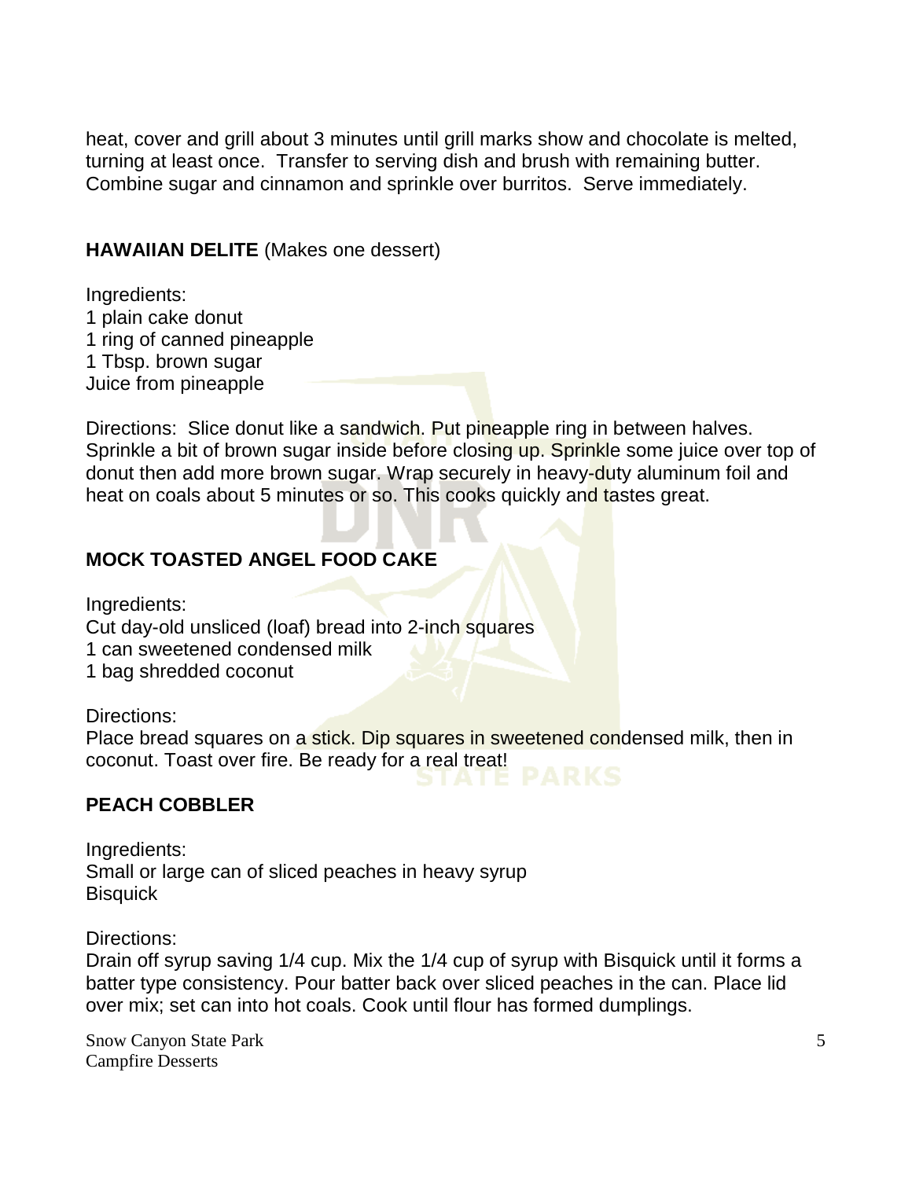heat, cover and grill about 3 minutes until grill marks show and chocolate is melted, turning at least once. Transfer to serving dish and brush with remaining butter. Combine sugar and cinnamon and sprinkle over burritos. Serve immediately.

**HAWAIIAN DELITE** (Makes one dessert)

Ingredients:
1 plain cake donut
1 ring of canned pineapple
1 Tbsp. brown sugar
Juice from pineapple

Directions: Slice donut like a sandwich. Put pineapple ring in between halves. Sprinkle a bit of brown sugar inside before closing up. Sprinkle some juice over top of donut then add more brown sugar. Wrap securely in heavy-duty aluminum foil and heat on coals about 5 minutes or so. This cooks quickly and tastes great.

**MOCK TOASTED ANGEL FOOD CAKE**

Ingredients:
Cut day-old unsliced (loaf) bread into 2-inch squares
1 can sweetened condensed milk
1 bag shredded coconut

Directions:
Place bread squares on a stick. Dip squares in sweetened condensed milk, then in coconut. Toast over fire. Be ready for a real treat!

**PEACH COBBLER**

Ingredients:
Small or large can of sliced peaches in heavy syrup
Bisquick

Directions:
Drain off syrup saving 1/4 cup. Mix the 1/4 cup of syrup with Bisquick until it forms a batter type consistency. Pour batter back over sliced peaches in the can. Place lid over mix; set can into hot coals. Cook until flour has formed dumplings.